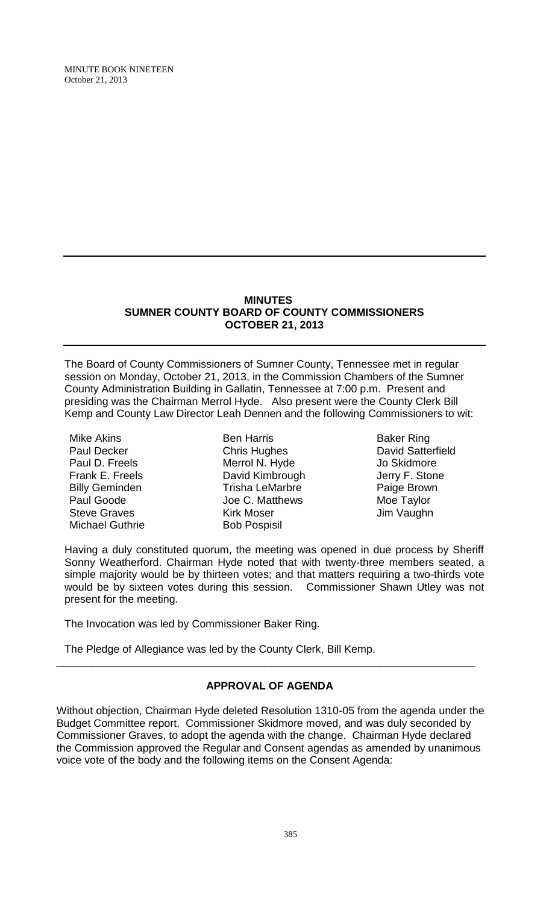## MINUTES
## SUMNER COUNTY BOARD OF COUNTY COMMISSIONERS
## OCTOBER 21, 2013

The Board of County Commissioners of Sumner County, Tennessee met in regular session on Monday, October 21, 2013, in the Commission Chambers of the Sumner County Administration Building in Gallatin, Tennessee at 7:00 p.m. Present and presiding was the Chairman Merrol Hyde. Also present were the County Clerk Bill Kemp and County Law Director Leah Dennen and the following Commissioners to wit:

| | | |
|---|---|---|
| Mike Akins | Ben Harris | Baker Ring |
| Paul Decker | Chris Hughes | David Satterfield |
| Paul D. Freels | Merrol N. Hyde | Jo Skidmore |
| Frank E. Freels | David Kimbrough | Jerry F. Stone |
| Billy Geminden | Trisha LeMarbre | Paige Brown |
| Paul Goode | Joe C. Matthews | Moe Taylor |
| Steve Graves | Kirk Moser | Jim Vaughn |
| Michael Guthrie | Bob Pospisil | |

Having a duly constituted quorum, the meeting was opened in due process by Sheriff Sonny Weatherford. Chairman Hyde noted that with twenty-three members seated, a simple majority would be by thirteen votes; and that matters requiring a two-thirds vote would be by sixteen votes during this session. Commissioner Shawn Utley was not present for the meeting.

The Invocation was led by Commissioner Baker Ring.

The Pledge of Allegiance was led by the County Clerk, Bill Kemp.

---

### APPROVAL OF AGENDA

Without objection, Chairman Hyde deleted Resolution 1310-05 from the agenda under the Budget Committee report. Commissioner Skidmore moved, and was duly seconded by Commissioner Graves, to adopt the agenda with the change. Chairman Hyde declared the Commission approved the Regular and Consent agendas as amended by unanimous voice vote of the body and the following items on the Consent Agenda: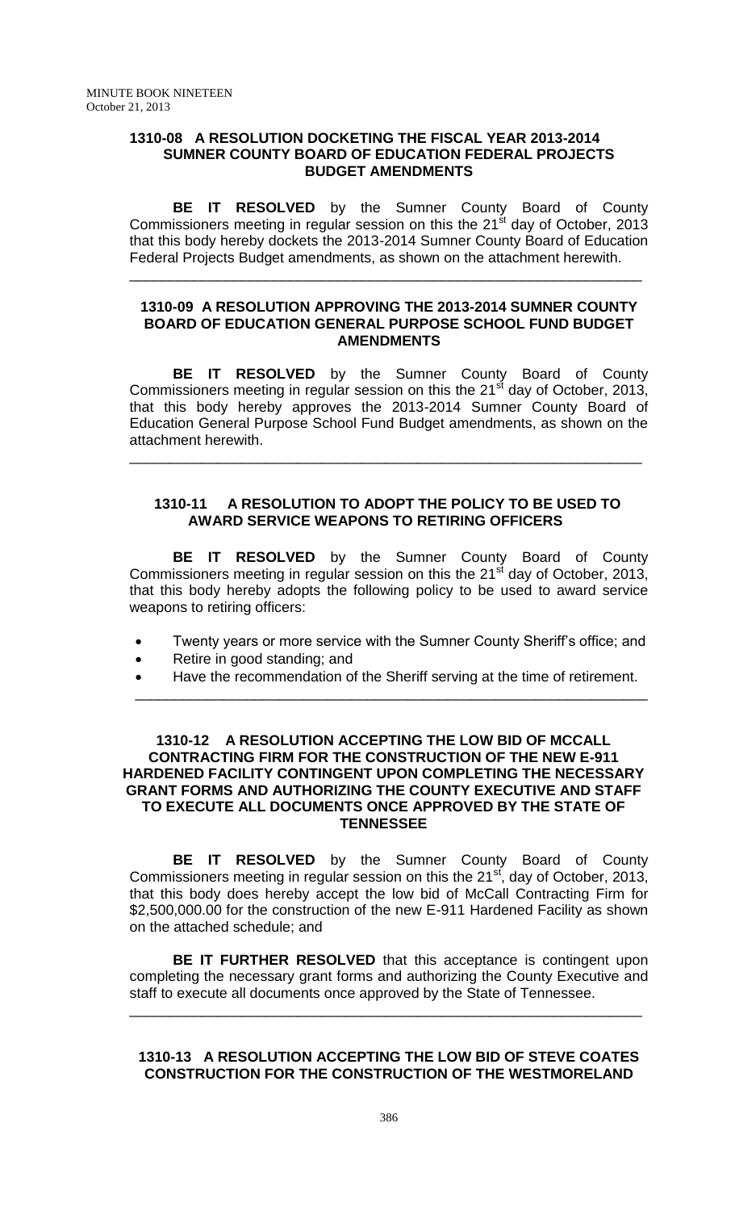### 1310-08 A RESOLUTION DOCKETING THE FISCAL YEAR 2013-2014 SUMNER COUNTY BOARD OF EDUCATION FEDERAL PROJECTS BUDGET AMENDMENTS

**BE IT RESOLVED** by the Sumner County Board of County Commissioners meeting in regular session on this the 21st day of October, 2013 that this body hereby dockets the 2013-2014 Sumner County Board of Education Federal Projects Budget amendments, as shown on the attachment herewith.

---

### 1310-09 A RESOLUTION APPROVING THE 2013-2014 SUMNER COUNTY BOARD OF EDUCATION GENERAL PURPOSE SCHOOL FUND BUDGET AMENDMENTS

**BE IT RESOLVED** by the Sumner County Board of County Commissioners meeting in regular session on this the 21st day of October, 2013, that this body hereby approves the 2013-2014 Sumner County Board of Education General Purpose School Fund Budget amendments, as shown on the attachment herewith.

---

### 1310-11 A RESOLUTION TO ADOPT THE POLICY TO BE USED TO AWARD SERVICE WEAPONS TO RETIRING OFFICERS

**BE IT RESOLVED** by the Sumner County Board of County Commissioners meeting in regular session on this the 21st day of October, 2013, that this body hereby adopts the following policy to be used to award service weapons to retiring officers:

- Twenty years or more service with the Sumner County Sheriff's office; and
- Retire in good standing; and
- Have the recommendation of the Sheriff serving at the time of retirement.

---

### 1310-12 A RESOLUTION ACCEPTING THE LOW BID OF MCCALL CONTRACTING FIRM FOR THE CONSTRUCTION OF THE NEW E-911 HARDENED FACILITY CONTINGENT UPON COMPLETING THE NECESSARY GRANT FORMS AND AUTHORIZING THE COUNTY EXECUTIVE AND STAFF TO EXECUTE ALL DOCUMENTS ONCE APPROVED BY THE STATE OF TENNESSEE

**BE IT RESOLVED** by the Sumner County Board of County Commissioners meeting in regular session on this the 21st, day of October, 2013, that this body does hereby accept the low bid of McCall Contracting Firm for $2,500,000.00 for the construction of the new E-911 Hardened Facility as shown on the attached schedule; and

**BE IT FURTHER RESOLVED** that this acceptance is contingent upon completing the necessary grant forms and authorizing the County Executive and staff to execute all documents once approved by the State of Tennessee.

---

### 1310-13 A RESOLUTION ACCEPTING THE LOW BID OF STEVE COATES CONSTRUCTION FOR THE CONSTRUCTION OF THE WESTMORELAND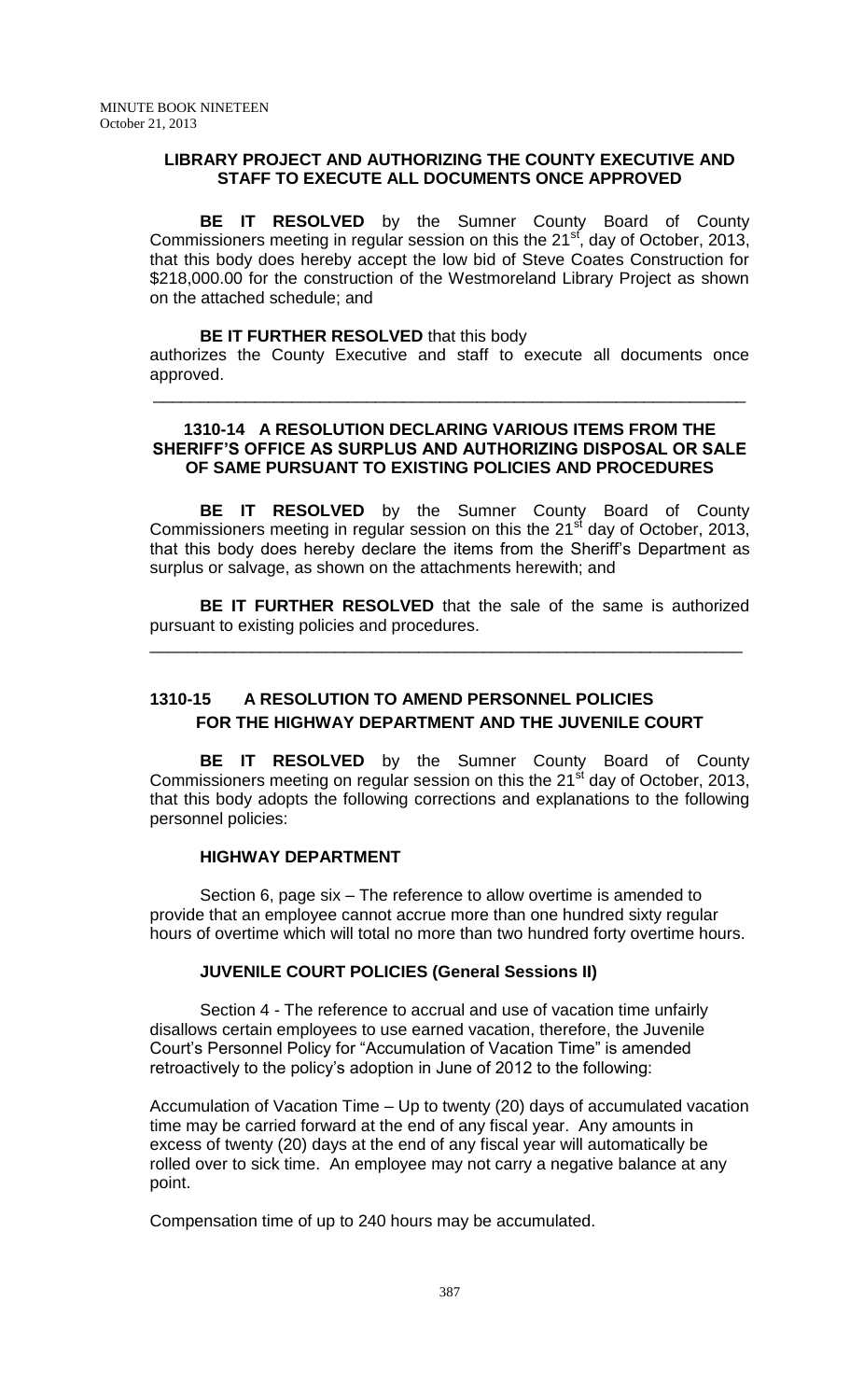**LIBRARY PROJECT AND AUTHORIZING THE COUNTY EXECUTIVE AND STAFF TO EXECUTE ALL DOCUMENTS ONCE APPROVED**

**BE IT RESOLVED** by the Sumner County Board of County Commissioners meeting in regular session on this the 21st, day of October, 2013, that this body does hereby accept the low bid of Steve Coates Construction for $218,000.00 for the construction of the Westmoreland Library Project as shown on the attached schedule; and

**BE IT FURTHER RESOLVED** that this body authorizes the County Executive and staff to execute all documents once approved.

---

**1310-14 A RESOLUTION DECLARING VARIOUS ITEMS FROM THE SHERIFF'S OFFICE AS SURPLUS AND AUTHORIZING DISPOSAL OR SALE OF SAME PURSUANT TO EXISTING POLICIES AND PROCEDURES**

**BE IT RESOLVED** by the Sumner County Board of County Commissioners meeting in regular session on this the 21st day of October, 2013, that this body does hereby declare the items from the Sheriff's Department as surplus or salvage, as shown on the attachments herewith; and

**BE IT FURTHER RESOLVED** that the sale of the same is authorized pursuant to existing policies and procedures.

---

**1310-15 A RESOLUTION TO AMEND PERSONNEL POLICIES FOR THE HIGHWAY DEPARTMENT AND THE JUVENILE COURT**

**BE IT RESOLVED** by the Sumner County Board of County Commissioners meeting on regular session on this the 21st day of October, 2013, that this body adopts the following corrections and explanations to the following personnel policies:

**HIGHWAY DEPARTMENT**

Section 6, page six – The reference to allow overtime is amended to provide that an employee cannot accrue more than one hundred sixty regular hours of overtime which will total no more than two hundred forty overtime hours.

**JUVENILE COURT POLICIES (General Sessions II)**

Section 4 - The reference to accrual and use of vacation time unfairly disallows certain employees to use earned vacation, therefore, the Juvenile Court's Personnel Policy for "Accumulation of Vacation Time" is amended retroactively to the policy's adoption in June of 2012 to the following:

Accumulation of Vacation Time – Up to twenty (20) days of accumulated vacation time may be carried forward at the end of any fiscal year. Any amounts in excess of twenty (20) days at the end of any fiscal year will automatically be rolled over to sick time. An employee may not carry a negative balance at any point.

Compensation time of up to 240 hours may be accumulated.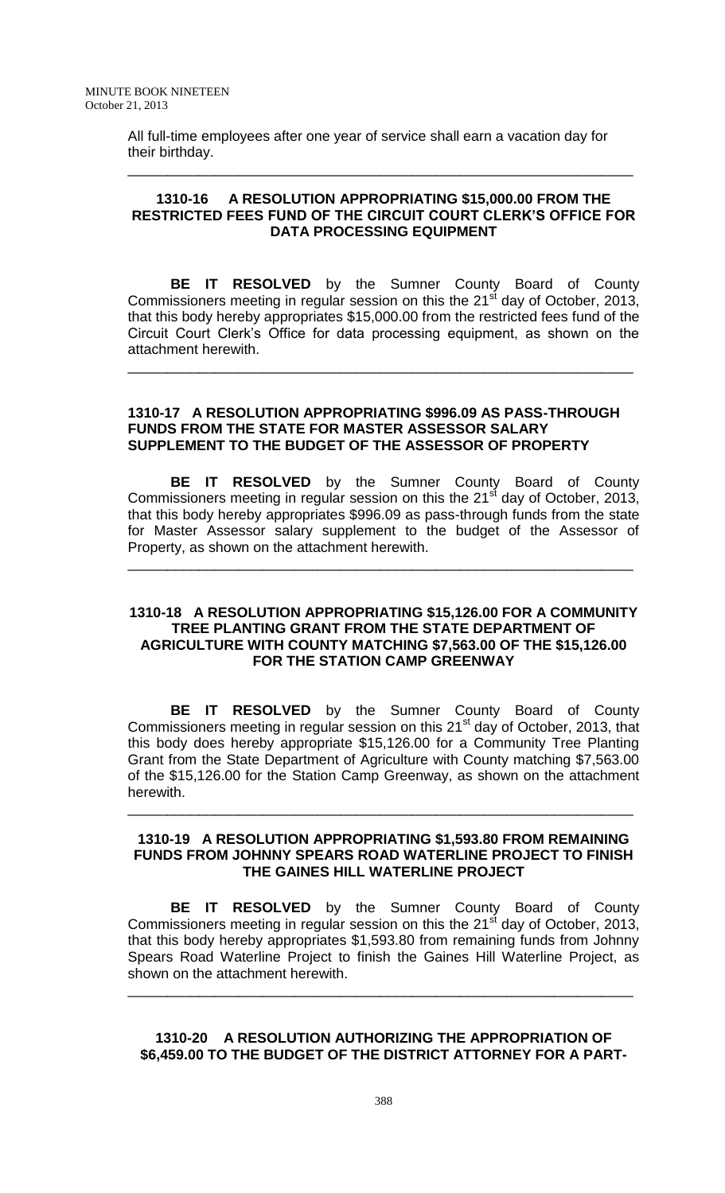All full-time employees after one year of service shall earn a vacation day for their birthday.

---

**1310-16 A RESOLUTION APPROPRIATING $15,000.00 FROM THE RESTRICTED FEES FUND OF THE CIRCUIT COURT CLERK'S OFFICE FOR DATA PROCESSING EQUIPMENT**

**BE IT RESOLVED** by the Sumner County Board of County Commissioners meeting in regular session on this the 21st day of October, 2013, that this body hereby appropriates $15,000.00 from the restricted fees fund of the Circuit Court Clerk's Office for data processing equipment, as shown on the attachment herewith.

---

**1310-17 A RESOLUTION APPROPRIATING $996.09 AS PASS-THROUGH FUNDS FROM THE STATE FOR MASTER ASSESSOR SALARY SUPPLEMENT TO THE BUDGET OF THE ASSESSOR OF PROPERTY**

**BE IT RESOLVED** by the Sumner County Board of County Commissioners meeting in regular session on this the 21st day of October, 2013, that this body hereby appropriates $996.09 as pass-through funds from the state for Master Assessor salary supplement to the budget of the Assessor of Property, as shown on the attachment herewith.

---

**1310-18 A RESOLUTION APPROPRIATING $15,126.00 FOR A COMMUNITY TREE PLANTING GRANT FROM THE STATE DEPARTMENT OF AGRICULTURE WITH COUNTY MATCHING $7,563.00 OF THE $15,126.00 FOR THE STATION CAMP GREENWAY**

**BE IT RESOLVED** by the Sumner County Board of County Commissioners meeting in regular session on this 21st day of October, 2013, that this body does hereby appropriate $15,126.00 for a Community Tree Planting Grant from the State Department of Agriculture with County matching $7,563.00 of the $15,126.00 for the Station Camp Greenway, as shown on the attachment herewith.

---

**1310-19 A RESOLUTION APPROPRIATING $1,593.80 FROM REMAINING FUNDS FROM JOHNNY SPEARS ROAD WATERLINE PROJECT TO FINISH THE GAINES HILL WATERLINE PROJECT**

**BE IT RESOLVED** by the Sumner County Board of County Commissioners meeting in regular session on this the 21st day of October, 2013, that this body hereby appropriates $1,593.80 from remaining funds from Johnny Spears Road Waterline Project to finish the Gaines Hill Waterline Project, as shown on the attachment herewith.

---

**1310-20 A RESOLUTION AUTHORIZING THE APPROPRIATION OF $6,459.00 TO THE BUDGET OF THE DISTRICT ATTORNEY FOR A PART-**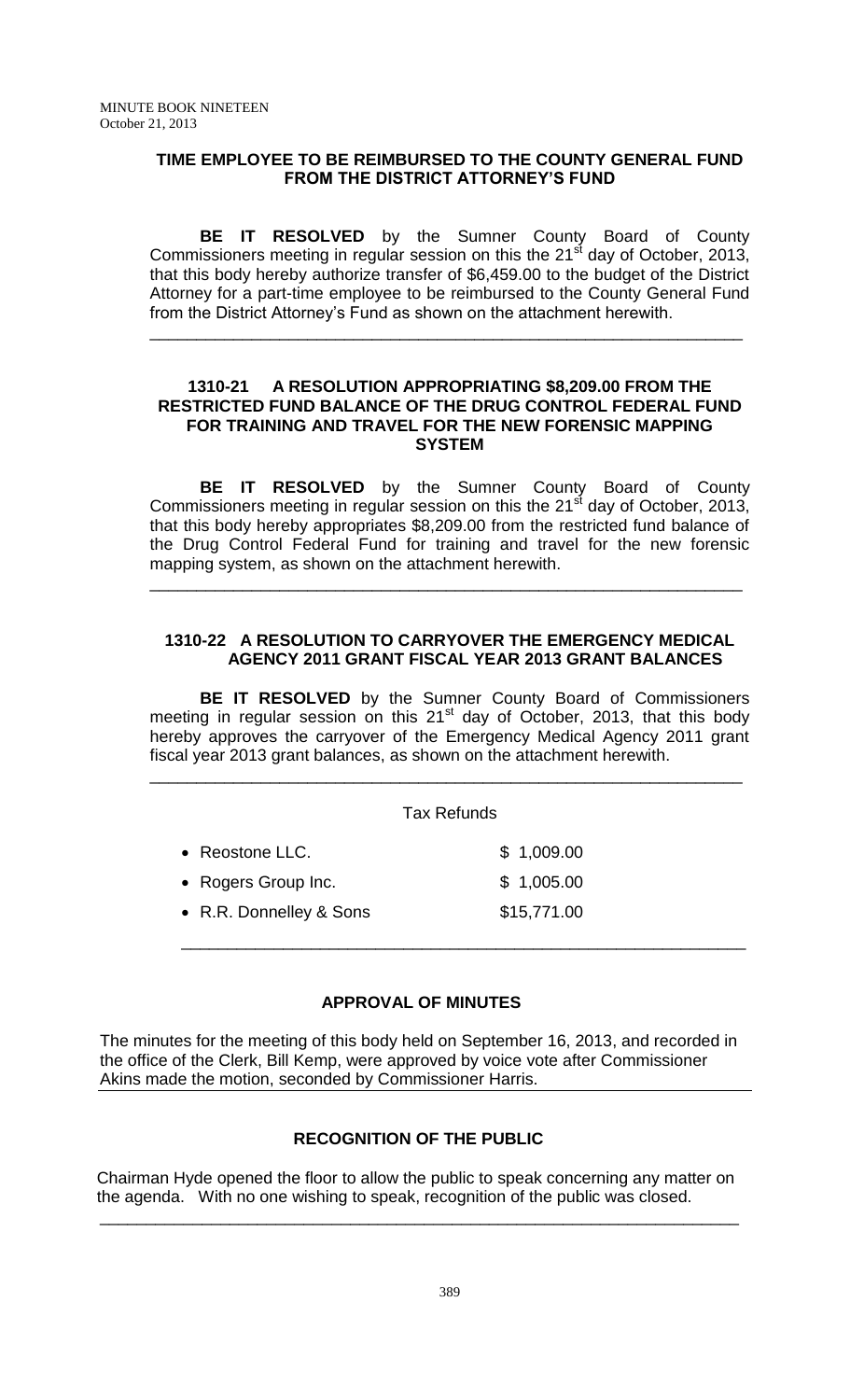**TIME EMPLOYEE TO BE REIMBURSED TO THE COUNTY GENERAL FUND FROM THE DISTRICT ATTORNEY'S FUND**

**BE IT RESOLVED** by the Sumner County Board of County Commissioners meeting in regular session on this the 21st day of October, 2013, that this body hereby authorize transfer of $6,459.00 to the budget of the District Attorney for a part-time employee to be reimbursed to the County General Fund from the District Attorney's Fund as shown on the attachment herewith.

---

### 1310-21 A RESOLUTION APPROPRIATING $8,209.00 FROM THE RESTRICTED FUND BALANCE OF THE DRUG CONTROL FEDERAL FUND FOR TRAINING AND TRAVEL FOR THE NEW FORENSIC MAPPING SYSTEM

**BE IT RESOLVED** by the Sumner County Board of County Commissioners meeting in regular session on this the 21st day of October, 2013, that this body hereby appropriates $8,209.00 from the restricted fund balance of the Drug Control Federal Fund for training and travel for the new forensic mapping system, as shown on the attachment herewith.

---

### 1310-22 A RESOLUTION TO CARRYOVER THE EMERGENCY MEDICAL AGENCY 2011 GRANT FISCAL YEAR 2013 GRANT BALANCES

**BE IT RESOLVED** by the Sumner County Board of Commissioners meeting in regular session on this 21st day of October, 2013, that this body hereby approves the carryover of the Emergency Medical Agency 2011 grant fiscal year 2013 grant balances, as shown on the attachment herewith.

---

Tax Refunds

- Reostone LLC. $ 1,009.00
- Rogers Group Inc. $ 1,005.00
- R.R. Donnelley & Sons $15,771.00

---

### APPROVAL OF MINUTES

The minutes for the meeting of this body held on September 16, 2013, and recorded in the office of the Clerk, Bill Kemp, were approved by voice vote after Commissioner Akins made the motion, seconded by Commissioner Harris.

---

### RECOGNITION OF THE PUBLIC

Chairman Hyde opened the floor to allow the public to speak concerning any matter on the agenda. With no one wishing to speak, recognition of the public was closed.

---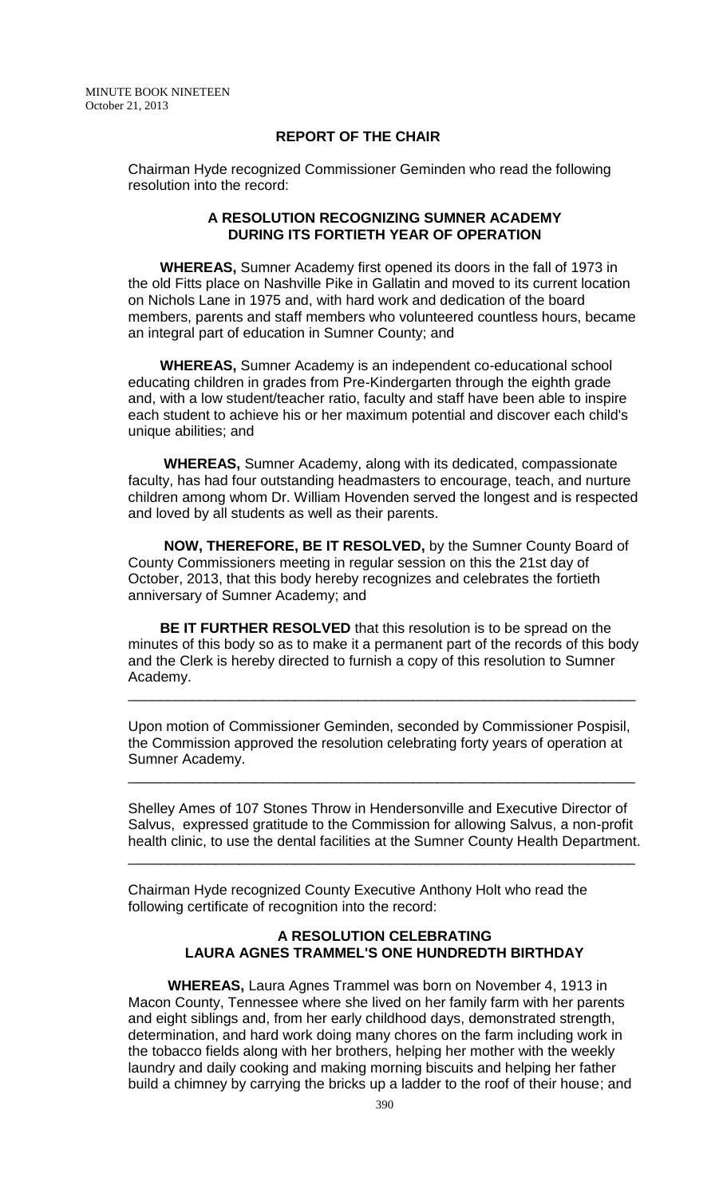## REPORT OF THE CHAIR

Chairman Hyde recognized Commissioner Geminden who read the following resolution into the record:

### A RESOLUTION RECOGNIZING SUMNER ACADEMY DURING ITS FORTIETH YEAR OF OPERATION

**WHEREAS,** Sumner Academy first opened its doors in the fall of 1973 in the old Fitts place on Nashville Pike in Gallatin and moved to its current location on Nichols Lane in 1975 and, with hard work and dedication of the board members, parents and staff members who volunteered countless hours, became an integral part of education in Sumner County; and

**WHEREAS,** Sumner Academy is an independent co-educational school educating children in grades from Pre-Kindergarten through the eighth grade and, with a low student/teacher ratio, faculty and staff have been able to inspire each student to achieve his or her maximum potential and discover each child's unique abilities; and

**WHEREAS,** Sumner Academy, along with its dedicated, compassionate faculty, has had four outstanding headmasters to encourage, teach, and nurture children among whom Dr. William Hovenden served the longest and is respected and loved by all students as well as their parents.

**NOW, THEREFORE, BE IT RESOLVED,** by the Sumner County Board of County Commissioners meeting in regular session on this the 21st day of October, 2013, that this body hereby recognizes and celebrates the fortieth anniversary of Sumner Academy; and

**BE IT FURTHER RESOLVED** that this resolution is to be spread on the minutes of this body so as to make it a permanent part of the records of this body and the Clerk is hereby directed to furnish a copy of this resolution to Sumner Academy.

---

Upon motion of Commissioner Geminden, seconded by Commissioner Pospisil, the Commission approved the resolution celebrating forty years of operation at Sumner Academy.

---

Shelley Ames of 107 Stones Throw in Hendersonville and Executive Director of Salvus, expressed gratitude to the Commission for allowing Salvus, a non-profit health clinic, to use the dental facilities at the Sumner County Health Department.

---

Chairman Hyde recognized County Executive Anthony Holt who read the following certificate of recognition into the record:

### A RESOLUTION CELEBRATING LAURA AGNES TRAMMEL'S ONE HUNDREDTH BIRTHDAY

**WHEREAS,** Laura Agnes Trammel was born on November 4, 1913 in Macon County, Tennessee where she lived on her family farm with her parents and eight siblings and, from her early childhood days, demonstrated strength, determination, and hard work doing many chores on the farm including work in the tobacco fields along with her brothers, helping her mother with the weekly laundry and daily cooking and making morning biscuits and helping her father build a chimney by carrying the bricks up a ladder to the roof of their house; and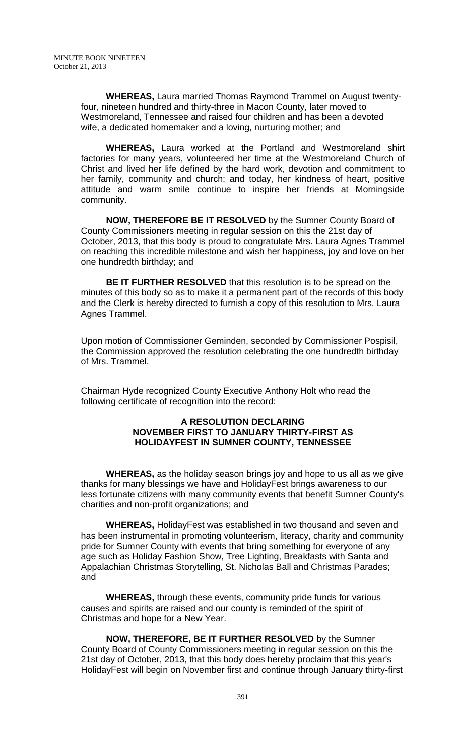**WHEREAS,** Laura married Thomas Raymond Trammel on August twenty-four, nineteen hundred and thirty-three in Macon County, later moved to Westmoreland, Tennessee and raised four children and has been a devoted wife, a dedicated homemaker and a loving, nurturing mother; and

**WHEREAS,** Laura worked at the Portland and Westmoreland shirt factories for many years, volunteered her time at the Westmoreland Church of Christ and lived her life defined by the hard work, devotion and commitment to her family, community and church; and today, her kindness of heart, positive attitude and warm smile continue to inspire her friends at Morningside community.

**NOW, THEREFORE BE IT RESOLVED** by the Sumner County Board of County Commissioners meeting in regular session on this the 21st day of October, 2013, that this body is proud to congratulate Mrs. Laura Agnes Trammel on reaching this incredible milestone and wish her happiness, joy and love on her one hundredth birthday; and

**BE IT FURTHER RESOLVED** that this resolution is to be spread on the minutes of this body so as to make it a permanent part of the records of this body and the Clerk is hereby directed to furnish a copy of this resolution to Mrs. Laura Agnes Trammel.

---

Upon motion of Commissioner Geminden, seconded by Commissioner Pospisil, the Commission approved the resolution celebrating the one hundredth birthday of Mrs. Trammel.

---

Chairman Hyde recognized County Executive Anthony Holt who read the following certificate of recognition into the record:

**A RESOLUTION DECLARING NOVEMBER FIRST TO JANUARY THIRTY-FIRST AS HOLIDAYFEST IN SUMNER COUNTY, TENNESSEE**

**WHEREAS,** as the holiday season brings joy and hope to us all as we give thanks for many blessings we have and HolidayFest brings awareness to our less fortunate citizens with many community events that benefit Sumner County's charities and non-profit organizations; and

**WHEREAS,** HolidayFest was established in two thousand and seven and has been instrumental in promoting volunteerism, literacy, charity and community pride for Sumner County with events that bring something for everyone of any age such as Holiday Fashion Show, Tree Lighting, Breakfasts with Santa and Appalachian Christmas Storytelling, St. Nicholas Ball and Christmas Parades; and

**WHEREAS,** through these events, community pride funds for various causes and spirits are raised and our county is reminded of the spirit of Christmas and hope for a New Year.

**NOW, THEREFORE, BE IT FURTHER RESOLVED** by the Sumner County Board of County Commissioners meeting in regular session on this the 21st day of October, 2013, that this body does hereby proclaim that this year's HolidayFest will begin on November first and continue through January thirty-first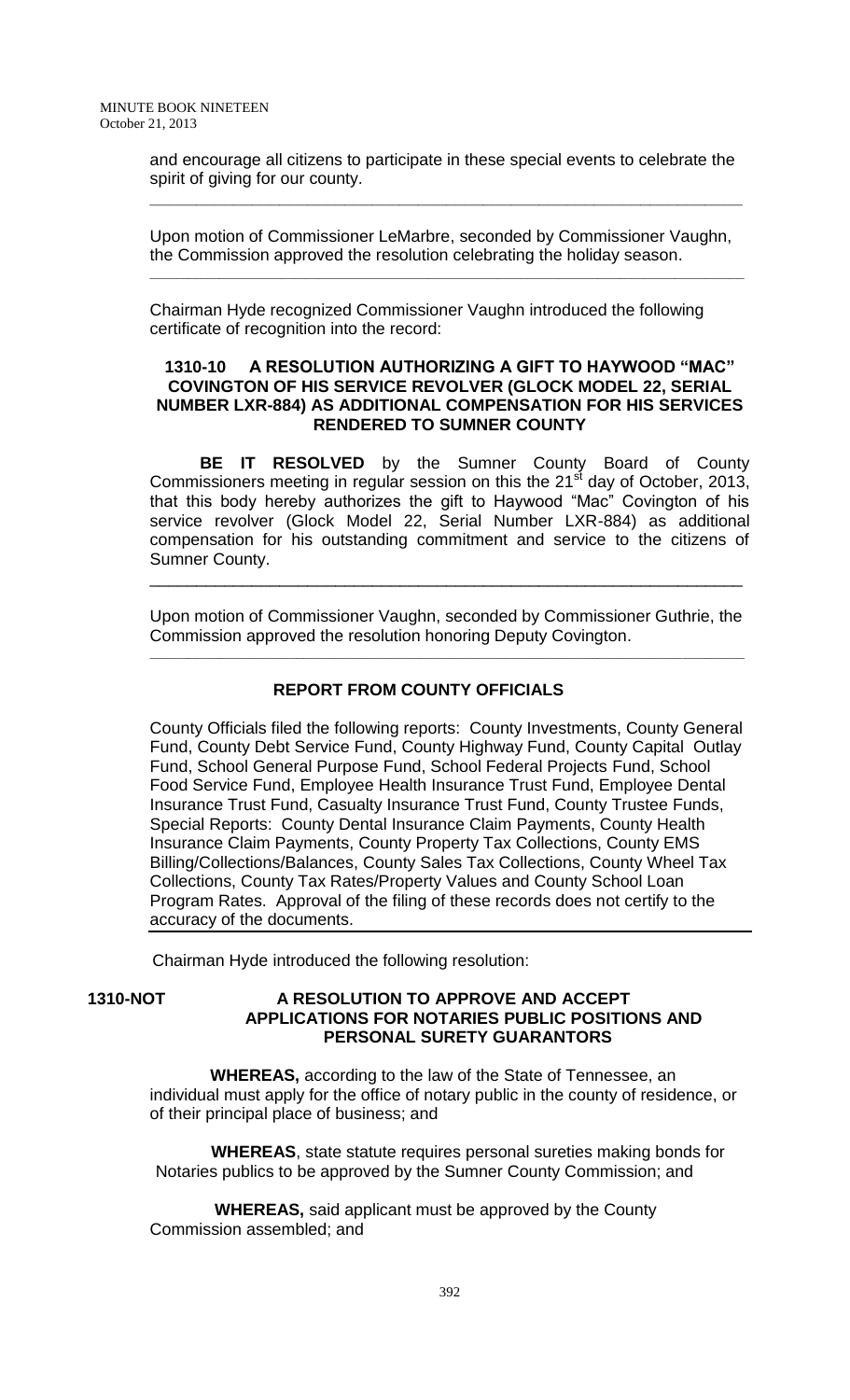and encourage all citizens to participate in these special events to celebrate the spirit of giving for our county.

---

Upon motion of Commissioner LeMarbre, seconded by Commissioner Vaughn, the Commission approved the resolution celebrating the holiday season.

---

Chairman Hyde recognized Commissioner Vaughn introduced the following certificate of recognition into the record:

**1310-10 A RESOLUTION AUTHORIZING A GIFT TO HAYWOOD "MAC" COVINGTON OF HIS SERVICE REVOLVER (GLOCK MODEL 22, SERIAL NUMBER LXR-884) AS ADDITIONAL COMPENSATION FOR HIS SERVICES RENDERED TO SUMNER COUNTY**

**BE IT RESOLVED** by the Sumner County Board of County Commissioners meeting in regular session on this the 21st day of October, 2013, that this body hereby authorizes the gift to Haywood "Mac" Covington of his service revolver (Glock Model 22, Serial Number LXR-884) as additional compensation for his outstanding commitment and service to the citizens of Sumner County.

---

Upon motion of Commissioner Vaughn, seconded by Commissioner Guthrie, the Commission approved the resolution honoring Deputy Covington.

---

**REPORT FROM COUNTY OFFICIALS**

County Officials filed the following reports: County Investments, County General Fund, County Debt Service Fund, County Highway Fund, County Capital Outlay Fund, School General Purpose Fund, School Federal Projects Fund, School Food Service Fund, Employee Health Insurance Trust Fund, Employee Dental Insurance Trust Fund, Casualty Insurance Trust Fund, County Trustee Funds, Special Reports: County Dental Insurance Claim Payments, County Health Insurance Claim Payments, County Property Tax Collections, County EMS Billing/Collections/Balances, County Sales Tax Collections, County Wheel Tax Collections, County Tax Rates/Property Values and County School Loan Program Rates. Approval of the filing of these records does not certify to the accuracy of the documents.

---

Chairman Hyde introduced the following resolution:

**1310-NOT A RESOLUTION TO APPROVE AND ACCEPT APPLICATIONS FOR NOTARIES PUBLIC POSITIONS AND PERSONAL SURETY GUARANTORS**

**WHEREAS,** according to the law of the State of Tennessee, an individual must apply for the office of notary public in the county of residence, or of their principal place of business; and

**WHEREAS**, state statute requires personal sureties making bonds for Notaries publics to be approved by the Sumner County Commission; and

**WHEREAS,** said applicant must be approved by the County Commission assembled; and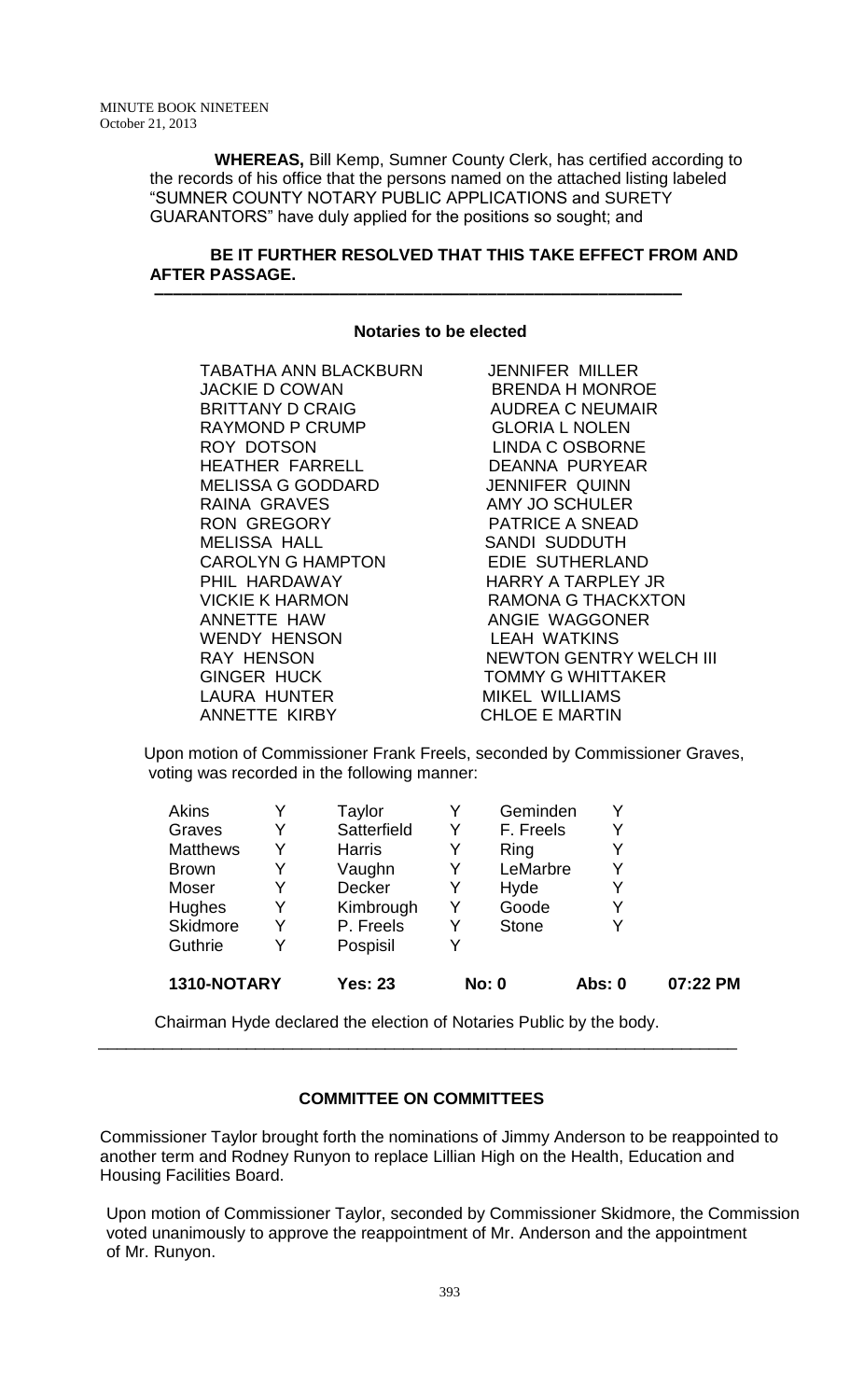**WHEREAS,** Bill Kemp, Sumner County Clerk, has certified according to the records of his office that the persons named on the attached listing labeled "SUMNER COUNTY NOTARY PUBLIC APPLICATIONS and SURETY GUARANTORS" have duly applied for the positions so sought; and

**BE IT FURTHER RESOLVED THAT THIS TAKE EFFECT FROM AND AFTER PASSAGE.**

---

**Notaries to be elected**

| | |
|---|---|
| TABATHA ANN BLACKBURN | JENNIFER MILLER |
| JACKIE D COWAN | BRENDA H MONROE |
| BRITTANY D CRAIG | AUDREA C NEUMAIR |
| RAYMOND P CRUMP | GLORIA L NOLEN |
| ROY DOTSON | LINDA C OSBORNE |
| HEATHER FARRELL | DEANNA PURYEAR |
| MELISSA G GODDARD | JENNIFER QUINN |
| RAINA GRAVES | AMY JO SCHULER |
| RON GREGORY | PATRICE A SNEAD |
| MELISSA HALL | SANDI SUDDUTH |
| CAROLYN G HAMPTON | EDIE SUTHERLAND |
| PHIL HARDAWAY | HARRY A TARPLEY JR |
| VICKIE K HARMON | RAMONA G THACKXTON |
| ANNETTE HAW | ANGIE WAGGONER |
| WENDY HENSON | LEAH WATKINS |
| RAY HENSON | NEWTON GENTRY WELCH III |
| GINGER HUCK | TOMMY G WHITTAKER |
| LAURA HUNTER | MIKEL WILLIAMS |
| ANNETTE KIRBY | CHLOE E MARTIN |

Upon motion of Commissioner Frank Freels, seconded by Commissioner Graves, voting was recorded in the following manner:

| | | | | | | |
|---|---|---|---|---|---|---|
| Akins | Y | Taylor | Y | Geminden | Y | |
| Graves | Y | Satterfield | Y | F. Freels | Y | |
| Matthews | Y | Harris | Y | Ring | Y | |
| Brown | Y | Vaughn | Y | LeMarbre | Y | |
| Moser | Y | Decker | Y | Hyde | Y | |
| Hughes | Y | Kimbrough | Y | Goode | Y | |
| Skidmore | Y | P. Freels | Y | Stone | Y | |
| Guthrie | Y | Pospisil | Y | | | |
| **1310-NOTARY** | | **Yes: 23** | | **No: 0** | **Abs: 0** | **07:22 PM** |

Chairman Hyde declared the election of Notaries Public by the body.

---

**COMMITTEE ON COMMITTEES**

Commissioner Taylor brought forth the nominations of Jimmy Anderson to be reappointed to another term and Rodney Runyon to replace Lillian High on the Health, Education and Housing Facilities Board.

Upon motion of Commissioner Taylor, seconded by Commissioner Skidmore, the Commission voted unanimously to approve the reappointment of Mr. Anderson and the appointment of Mr. Runyon.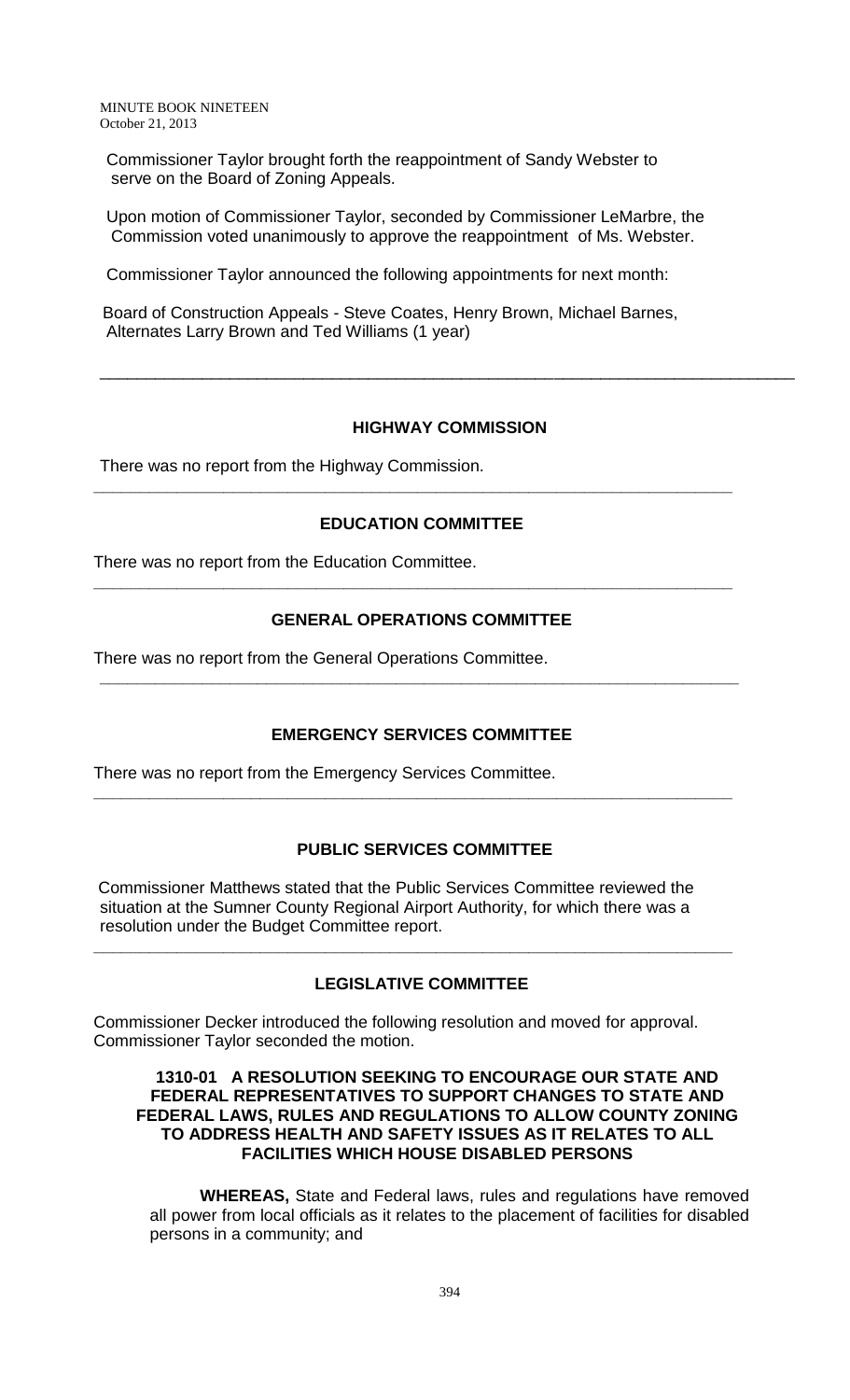Commissioner Taylor brought forth the reappointment of Sandy Webster to serve on the Board of Zoning Appeals.

Upon motion of Commissioner Taylor, seconded by Commissioner LeMarbre, the Commission voted unanimously to approve the reappointment of Ms. Webster.

Commissioner Taylor announced the following appointments for next month:

Board of Construction Appeals - Steve Coates, Henry Brown, Michael Barnes, Alternates Larry Brown and Ted Williams (1 year)

---

## HIGHWAY COMMISSION

There was no report from the Highway Commission.

---

## EDUCATION COMMITTEE

There was no report from the Education Committee.

---

## GENERAL OPERATIONS COMMITTEE

There was no report from the General Operations Committee.

---

## EMERGENCY SERVICES COMMITTEE

There was no report from the Emergency Services Committee.

---

## PUBLIC SERVICES COMMITTEE

Commissioner Matthews stated that the Public Services Committee reviewed the situation at the Sumner County Regional Airport Authority, for which there was a resolution under the Budget Committee report.

---

## LEGISLATIVE COMMITTEE

Commissioner Decker introduced the following resolution and moved for approval. Commissioner Taylor seconded the motion.

**1310-01 A RESOLUTION SEEKING TO ENCOURAGE OUR STATE AND FEDERAL REPRESENTATIVES TO SUPPORT CHANGES TO STATE AND FEDERAL LAWS, RULES AND REGULATIONS TO ALLOW COUNTY ZONING TO ADDRESS HEALTH AND SAFETY ISSUES AS IT RELATES TO ALL FACILITIES WHICH HOUSE DISABLED PERSONS**

**WHEREAS,** State and Federal laws, rules and regulations have removed all power from local officials as it relates to the placement of facilities for disabled persons in a community; and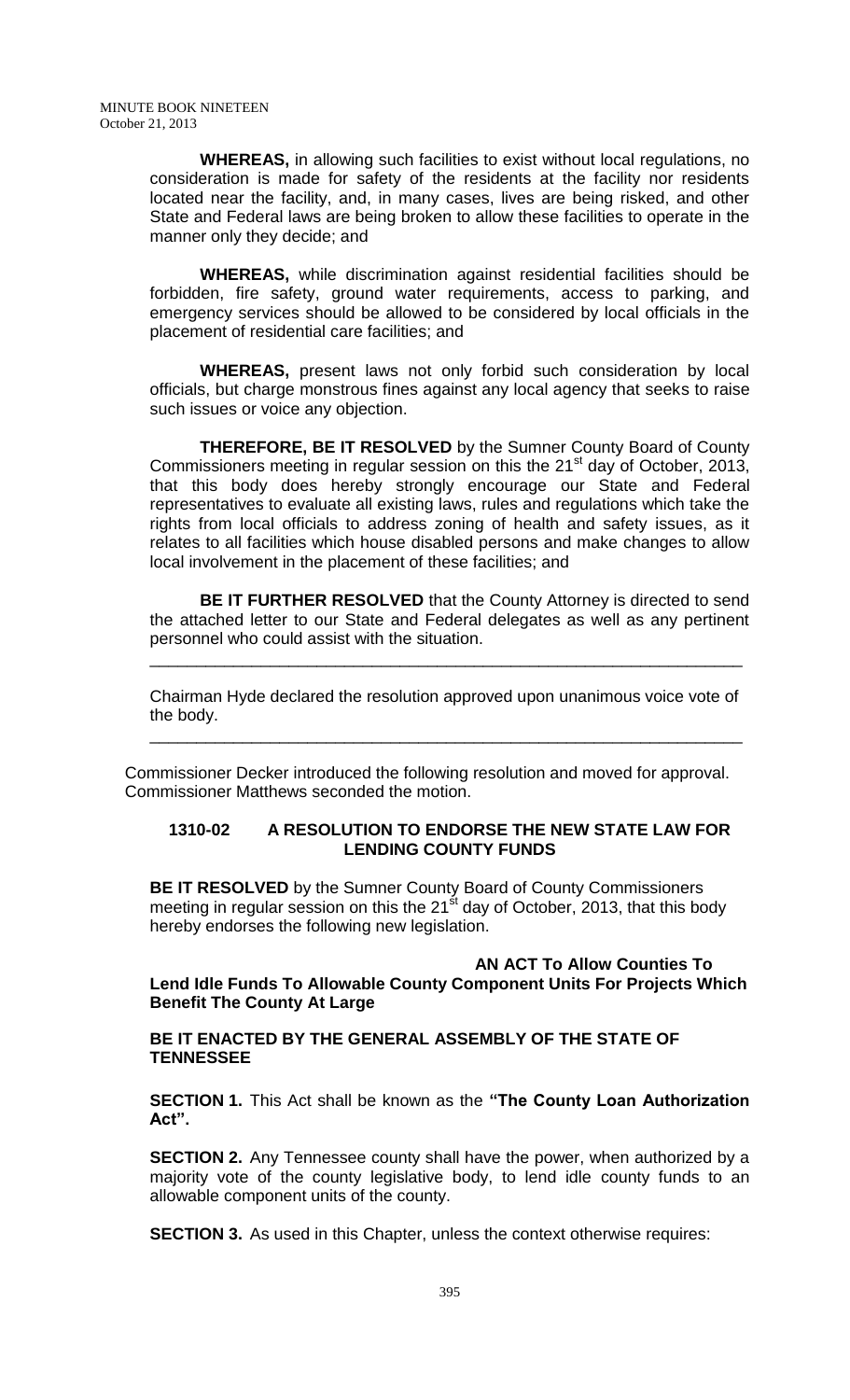**WHEREAS,** in allowing such facilities to exist without local regulations, no consideration is made for safety of the residents at the facility nor residents located near the facility, and, in many cases, lives are being risked, and other State and Federal laws are being broken to allow these facilities to operate in the manner only they decide; and

**WHEREAS,** while discrimination against residential facilities should be forbidden, fire safety, ground water requirements, access to parking, and emergency services should be allowed to be considered by local officials in the placement of residential care facilities; and

**WHEREAS,** present laws not only forbid such consideration by local officials, but charge monstrous fines against any local agency that seeks to raise such issues or voice any objection.

**THEREFORE, BE IT RESOLVED** by the Sumner County Board of County Commissioners meeting in regular session on this the 21st day of October, 2013, that this body does hereby strongly encourage our State and Federal representatives to evaluate all existing laws, rules and regulations which take the rights from local officials to address zoning of health and safety issues, as it relates to all facilities which house disabled persons and make changes to allow local involvement in the placement of these facilities; and

**BE IT FURTHER RESOLVED** that the County Attorney is directed to send the attached letter to our State and Federal delegates as well as any pertinent personnel who could assist with the situation.

---

Chairman Hyde declared the resolution approved upon unanimous voice vote of the body.

---

Commissioner Decker introduced the following resolution and moved for approval. Commissioner Matthews seconded the motion.

**1310-02 A RESOLUTION TO ENDORSE THE NEW STATE LAW FOR LENDING COUNTY FUNDS**

**BE IT RESOLVED** by the Sumner County Board of County Commissioners meeting in regular session on this the 21st day of October, 2013, that this body hereby endorses the following new legislation.

**AN ACT To Allow Counties To Lend Idle Funds To Allowable County Component Units For Projects Which Benefit The County At Large**

**BE IT ENACTED BY THE GENERAL ASSEMBLY OF THE STATE OF TENNESSEE**

**SECTION 1.** This Act shall be known as the **"The County Loan Authorization Act".**

**SECTION 2.** Any Tennessee county shall have the power, when authorized by a majority vote of the county legislative body, to lend idle county funds to an allowable component units of the county.

**SECTION 3.** As used in this Chapter, unless the context otherwise requires: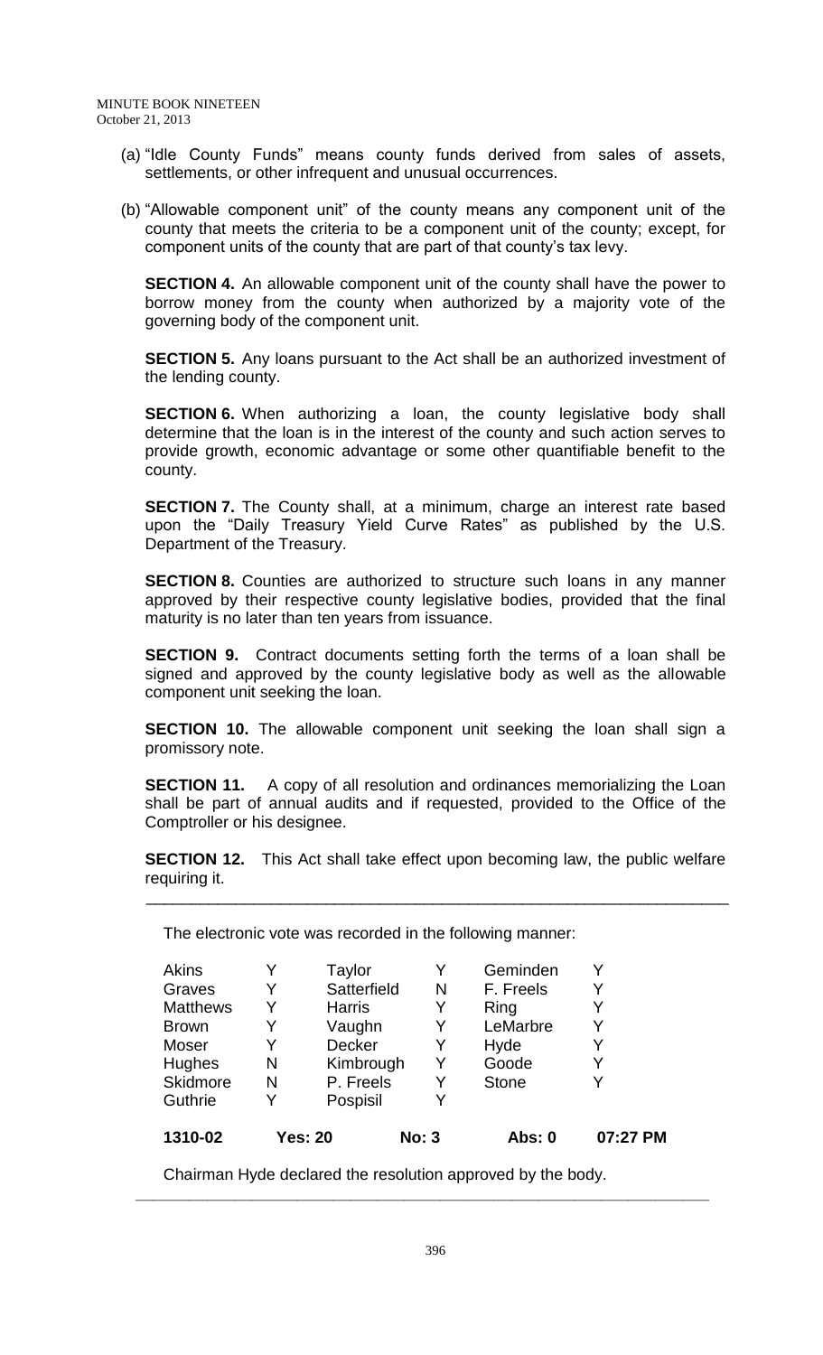(a) "Idle County Funds" means county funds derived from sales of assets, settlements, or other infrequent and unusual occurrences.

(b) "Allowable component unit" of the county means any component unit of the county that meets the criteria to be a component unit of the county; except, for component units of the county that are part of that county's tax levy.

**SECTION 4.** An allowable component unit of the county shall have the power to borrow money from the county when authorized by a majority vote of the governing body of the component unit.

**SECTION 5.** Any loans pursuant to the Act shall be an authorized investment of the lending county.

**SECTION 6.** When authorizing a loan, the county legislative body shall determine that the loan is in the interest of the county and such action serves to provide growth, economic advantage or some other quantifiable benefit to the county.

**SECTION 7.** The County shall, at a minimum, charge an interest rate based upon the "Daily Treasury Yield Curve Rates" as published by the U.S. Department of the Treasury.

**SECTION 8.** Counties are authorized to structure such loans in any manner approved by their respective county legislative bodies, provided that the final maturity is no later than ten years from issuance.

**SECTION 9.** Contract documents setting forth the terms of a loan shall be signed and approved by the county legislative body as well as the allowable component unit seeking the loan.

**SECTION 10.** The allowable component unit seeking the loan shall sign a promissory note.

**SECTION 11.** A copy of all resolution and ordinances memorializing the Loan shall be part of annual audits and if requested, provided to the Office of the Comptroller or his designee.

**SECTION 12.** This Act shall take effect upon becoming law, the public welfare requiring it.

---

The electronic vote was recorded in the following manner:

| | | | | | |
|---|---|---|---|---|---|
| Akins | Y | Taylor | Y | Geminden | Y |
| Graves | Y | Satterfield | N | F. Freels | Y |
| Matthews | Y | Harris | Y | Ring | Y |
| Brown | Y | Vaughn | Y | LeMarbre | Y |
| Moser | Y | Decker | Y | Hyde | Y |
| Hughes | N | Kimbrough | Y | Goode | Y |
| Skidmore | N | P. Freels | Y | Stone | Y |
| Guthrie | Y | Pospisil | Y | | |

**1310-02 Yes: 20 No: 3 Abs: 0 07:27 PM**

Chairman Hyde declared the resolution approved by the body.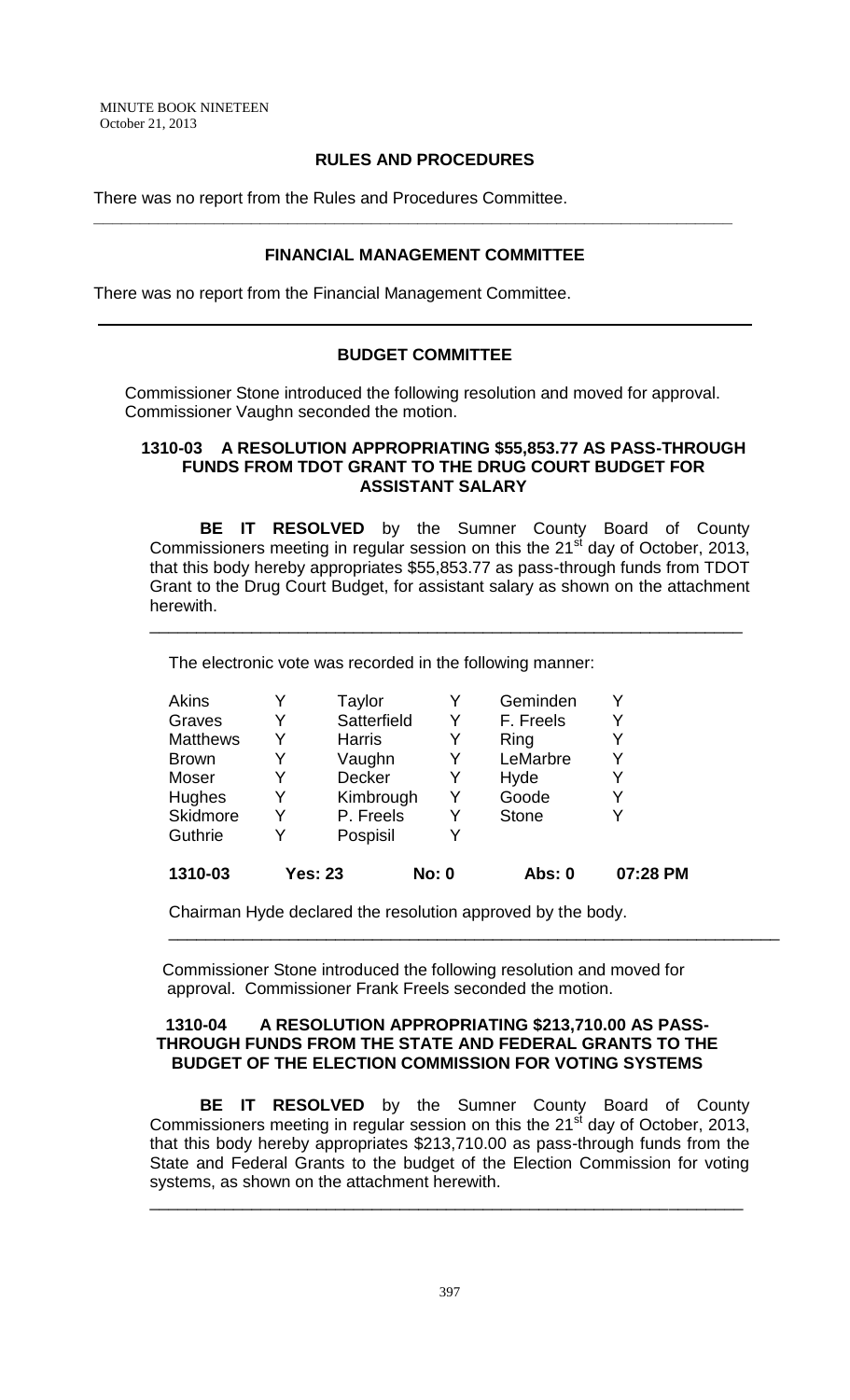## RULES AND PROCEDURES

There was no report from the Rules and Procedures Committee.

---

## FINANCIAL MANAGEMENT COMMITTEE

There was no report from the Financial Management Committee.

---

## BUDGET COMMITTEE

Commissioner Stone introduced the following resolution and moved for approval. Commissioner Vaughn seconded the motion.

### 1310-03 A RESOLUTION APPROPRIATING $55,853.77 AS PASS-THROUGH FUNDS FROM TDOT GRANT TO THE DRUG COURT BUDGET FOR ASSISTANT SALARY

**BE IT RESOLVED** by the Sumner County Board of County Commissioners meeting in regular session on this the 21st day of October, 2013, that this body hereby appropriates $55,853.77 as pass-through funds from TDOT Grant to the Drug Court Budget, for assistant salary as shown on the attachment herewith.

---

The electronic vote was recorded in the following manner:

| | | | | | |
|---|---|---|---|---|---|
| Akins | Y | Taylor | Y | Geminden | Y |
| Graves | Y | Satterfield | Y | F. Freels | Y |
| Matthews | Y | Harris | Y | Ring | Y |
| Brown | Y | Vaughn | Y | LeMarbre | Y |
| Moser | Y | Decker | Y | Hyde | Y |
| Hughes | Y | Kimbrough | Y | Goode | Y |
| Skidmore | Y | P. Freels | Y | Stone | Y |
| Guthrie | Y | Pospisil | Y | | |

**1310-03 Yes: 23 No: 0 Abs: 0 07:28 PM**

Chairman Hyde declared the resolution approved by the body.

---

Commissioner Stone introduced the following resolution and moved for approval. Commissioner Frank Freels seconded the motion.

### 1310-04 A RESOLUTION APPROPRIATING $213,710.00 AS PASS-THROUGH FUNDS FROM THE STATE AND FEDERAL GRANTS TO THE BUDGET OF THE ELECTION COMMISSION FOR VOTING SYSTEMS

**BE IT RESOLVED** by the Sumner County Board of County Commissioners meeting in regular session on this the 21st day of October, 2013, that this body hereby appropriates $213,710.00 as pass-through funds from the State and Federal Grants to the budget of the Election Commission for voting systems, as shown on the attachment herewith.

---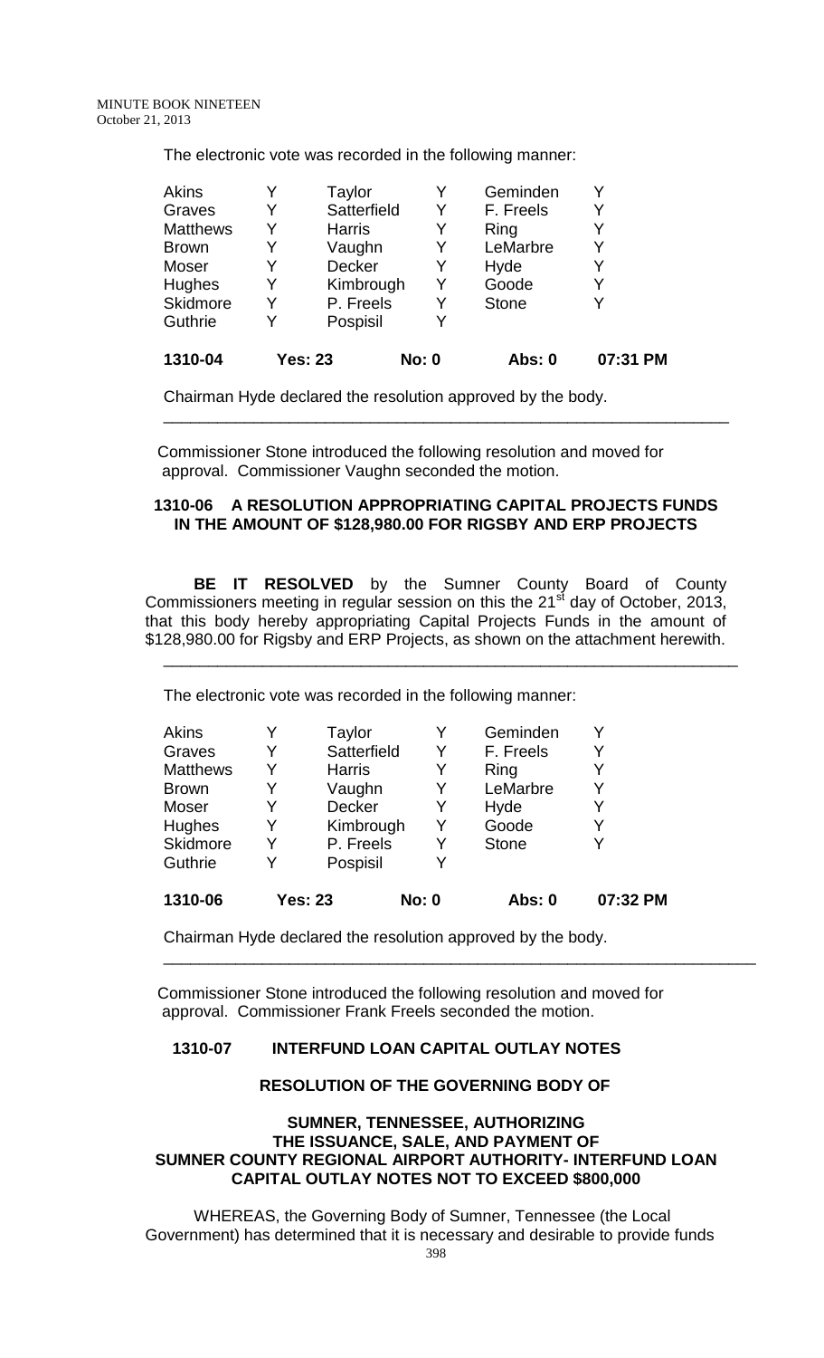The electronic vote was recorded in the following manner:

| | | | | | |
|---|---|---|---|---|---|
| Akins | Y | Taylor | Y | Geminden | Y |
| Graves | Y | Satterfield | Y | F. Freels | Y |
| Matthews | Y | Harris | Y | Ring | Y |
| Brown | Y | Vaughn | Y | LeMarbre | Y |
| Moser | Y | Decker | Y | Hyde | Y |
| Hughes | Y | Kimbrough | Y | Goode | Y |
| Skidmore | Y | P. Freels | Y | Stone | Y |
| Guthrie | Y | Pospisil | Y | | |

**1310-04 Yes: 23 No: 0 Abs: 0 07:31 PM**

Chairman Hyde declared the resolution approved by the body.

---

Commissioner Stone introduced the following resolution and moved for approval. Commissioner Vaughn seconded the motion.

**1310-06 A RESOLUTION APPROPRIATING CAPITAL PROJECTS FUNDS IN THE AMOUNT OF $128,980.00 FOR RIGSBY AND ERP PROJECTS**

**BE IT RESOLVED** by the Sumner County Board of County Commissioners meeting in regular session on this the 21st day of October, 2013, that this body hereby appropriating Capital Projects Funds in the amount of $128,980.00 for Rigsby and ERP Projects, as shown on the attachment herewith.

---

The electronic vote was recorded in the following manner:

| | | | | | |
|---|---|---|---|---|---|
| Akins | Y | Taylor | Y | Geminden | Y |
| Graves | Y | Satterfield | Y | F. Freels | Y |
| Matthews | Y | Harris | Y | Ring | Y |
| Brown | Y | Vaughn | Y | LeMarbre | Y |
| Moser | Y | Decker | Y | Hyde | Y |
| Hughes | Y | Kimbrough | Y | Goode | Y |
| Skidmore | Y | P. Freels | Y | Stone | Y |
| Guthrie | Y | Pospisil | Y | | |

**1310-06 Yes: 23 No: 0 Abs: 0 07:32 PM**

Chairman Hyde declared the resolution approved by the body.

---

Commissioner Stone introduced the following resolution and moved for approval. Commissioner Frank Freels seconded the motion.

**1310-07 INTERFUND LOAN CAPITAL OUTLAY NOTES**

**RESOLUTION OF THE GOVERNING BODY OF**

**SUMNER, TENNESSEE, AUTHORIZING THE ISSUANCE, SALE, AND PAYMENT OF SUMNER COUNTY REGIONAL AIRPORT AUTHORITY- INTERFUND LOAN CAPITAL OUTLAY NOTES NOT TO EXCEED $800,000**

WHEREAS, the Governing Body of Sumner, Tennessee (the Local Government) has determined that it is necessary and desirable to provide funds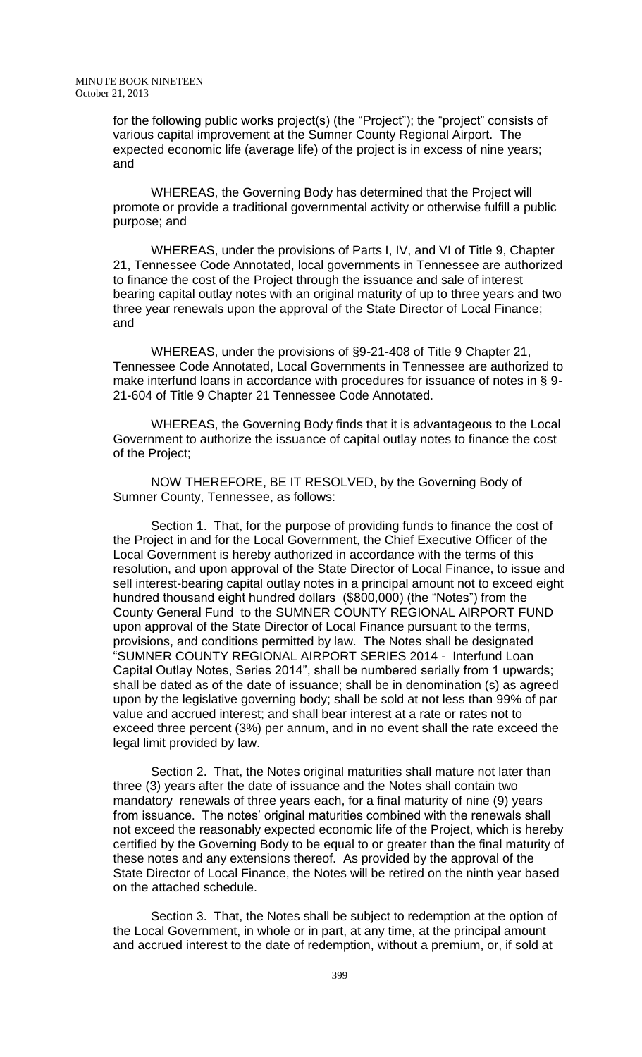for the following public works project(s) (the "Project"); the "project" consists of various capital improvement at the Sumner County Regional Airport. The expected economic life (average life) of the project is in excess of nine years; and

WHEREAS, the Governing Body has determined that the Project will promote or provide a traditional governmental activity or otherwise fulfill a public purpose; and

WHEREAS, under the provisions of Parts I, IV, and VI of Title 9, Chapter 21, Tennessee Code Annotated, local governments in Tennessee are authorized to finance the cost of the Project through the issuance and sale of interest bearing capital outlay notes with an original maturity of up to three years and two three year renewals upon the approval of the State Director of Local Finance; and

WHEREAS, under the provisions of §9-21-408 of Title 9 Chapter 21, Tennessee Code Annotated, Local Governments in Tennessee are authorized to make interfund loans in accordance with procedures for issuance of notes in § 9-21-604 of Title 9 Chapter 21 Tennessee Code Annotated.

WHEREAS, the Governing Body finds that it is advantageous to the Local Government to authorize the issuance of capital outlay notes to finance the cost of the Project;

NOW THEREFORE, BE IT RESOLVED, by the Governing Body of Sumner County, Tennessee, as follows:

Section 1. That, for the purpose of providing funds to finance the cost of the Project in and for the Local Government, the Chief Executive Officer of the Local Government is hereby authorized in accordance with the terms of this resolution, and upon approval of the State Director of Local Finance, to issue and sell interest-bearing capital outlay notes in a principal amount not to exceed eight hundred thousand eight hundred dollars ($800,000) (the "Notes") from the County General Fund to the SUMNER COUNTY REGIONAL AIRPORT FUND upon approval of the State Director of Local Finance pursuant to the terms, provisions, and conditions permitted by law. The Notes shall be designated "SUMNER COUNTY REGIONAL AIRPORT SERIES 2014 - Interfund Loan Capital Outlay Notes, Series 2014", shall be numbered serially from 1 upwards; shall be dated as of the date of issuance; shall be in denomination (s) as agreed upon by the legislative governing body; shall be sold at not less than 99% of par value and accrued interest; and shall bear interest at a rate or rates not to exceed three percent (3%) per annum, and in no event shall the rate exceed the legal limit provided by law.

Section 2. That, the Notes original maturities shall mature not later than three (3) years after the date of issuance and the Notes shall contain two mandatory renewals of three years each, for a final maturity of nine (9) years from issuance. The notes' original maturities combined with the renewals shall not exceed the reasonably expected economic life of the Project, which is hereby certified by the Governing Body to be equal to or greater than the final maturity of these notes and any extensions thereof. As provided by the approval of the State Director of Local Finance, the Notes will be retired on the ninth year based on the attached schedule.

Section 3. That, the Notes shall be subject to redemption at the option of the Local Government, in whole or in part, at any time, at the principal amount and accrued interest to the date of redemption, without a premium, or, if sold at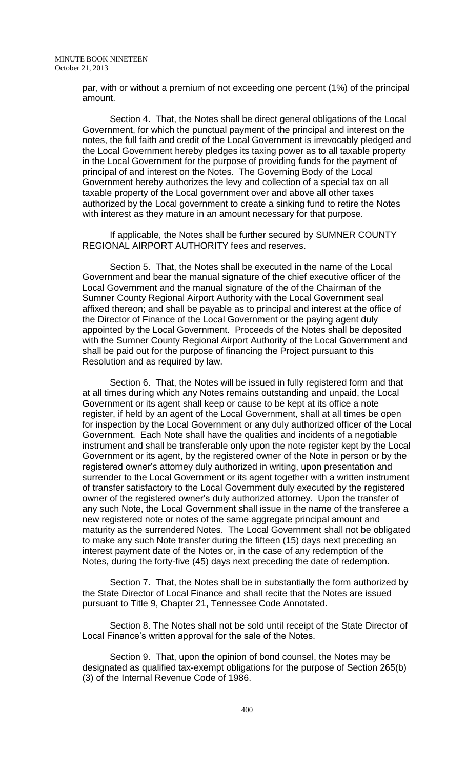par, with or without a premium of not exceeding one percent (1%) of the principal amount.

Section 4. That, the Notes shall be direct general obligations of the Local Government, for which the punctual payment of the principal and interest on the notes, the full faith and credit of the Local Government is irrevocably pledged and the Local Government hereby pledges its taxing power as to all taxable property in the Local Government for the purpose of providing funds for the payment of principal of and interest on the Notes. The Governing Body of the Local Government hereby authorizes the levy and collection of a special tax on all taxable property of the Local government over and above all other taxes authorized by the Local government to create a sinking fund to retire the Notes with interest as they mature in an amount necessary for that purpose.

If applicable, the Notes shall be further secured by SUMNER COUNTY REGIONAL AIRPORT AUTHORITY fees and reserves.

Section 5. That, the Notes shall be executed in the name of the Local Government and bear the manual signature of the chief executive officer of the Local Government and the manual signature of the of the Chairman of the Sumner County Regional Airport Authority with the Local Government seal affixed thereon; and shall be payable as to principal and interest at the office of the Director of Finance of the Local Government or the paying agent duly appointed by the Local Government. Proceeds of the Notes shall be deposited with the Sumner County Regional Airport Authority of the Local Government and shall be paid out for the purpose of financing the Project pursuant to this Resolution and as required by law.

Section 6. That, the Notes will be issued in fully registered form and that at all times during which any Notes remains outstanding and unpaid, the Local Government or its agent shall keep or cause to be kept at its office a note register, if held by an agent of the Local Government, shall at all times be open for inspection by the Local Government or any duly authorized officer of the Local Government. Each Note shall have the qualities and incidents of a negotiable instrument and shall be transferable only upon the note register kept by the Local Government or its agent, by the registered owner of the Note in person or by the registered owner's attorney duly authorized in writing, upon presentation and surrender to the Local Government or its agent together with a written instrument of transfer satisfactory to the Local Government duly executed by the registered owner of the registered owner's duly authorized attorney. Upon the transfer of any such Note, the Local Government shall issue in the name of the transferee a new registered note or notes of the same aggregate principal amount and maturity as the surrendered Notes. The Local Government shall not be obligated to make any such Note transfer during the fifteen (15) days next preceding an interest payment date of the Notes or, in the case of any redemption of the Notes, during the forty-five (45) days next preceding the date of redemption.

Section 7. That, the Notes shall be in substantially the form authorized by the State Director of Local Finance and shall recite that the Notes are issued pursuant to Title 9, Chapter 21, Tennessee Code Annotated.

Section 8. The Notes shall not be sold until receipt of the State Director of Local Finance's written approval for the sale of the Notes.

Section 9. That, upon the opinion of bond counsel, the Notes may be designated as qualified tax-exempt obligations for the purpose of Section 265(b)(3) of the Internal Revenue Code of 1986.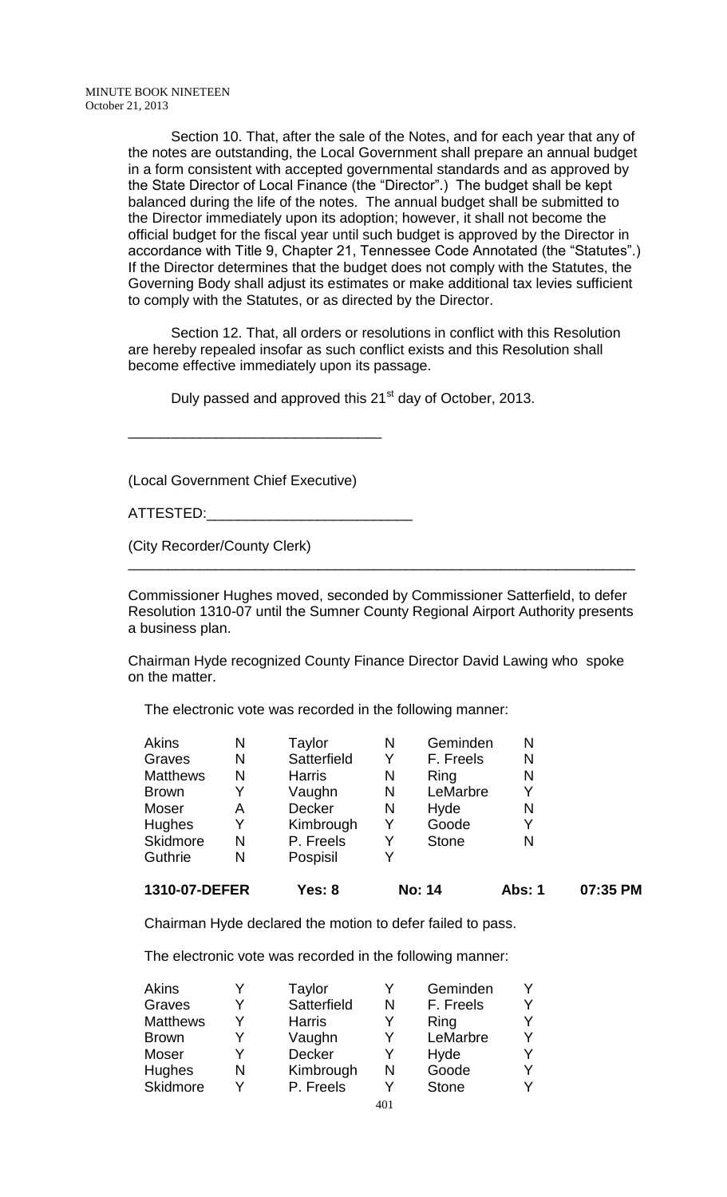Section 10. That, after the sale of the Notes, and for each year that any of the notes are outstanding, the Local Government shall prepare an annual budget in a form consistent with accepted governmental standards and as approved by the State Director of Local Finance (the "Director".) The budget shall be kept balanced during the life of the notes. The annual budget shall be submitted to the Director immediately upon its adoption; however, it shall not become the official budget for the fiscal year until such budget is approved by the Director in accordance with Title 9, Chapter 21, Tennessee Code Annotated (the "Statutes".) If the Director determines that the budget does not comply with the Statutes, the Governing Body shall adjust its estimates or make additional tax levies sufficient to comply with the Statutes, or as directed by the Director.

Section 12. That, all orders or resolutions in conflict with this Resolution are hereby repealed insofar as such conflict exists and this Resolution shall become effective immediately upon its passage.

Duly passed and approved this 21st day of October, 2013.

_________________________________

(Local Government Chief Executive)

ATTESTED:__________________________

(City Recorder/County Clerk)

---

Commissioner Hughes moved, seconded by Commissioner Satterfield, to defer Resolution 1310-07 until the Sumner County Regional Airport Authority presents a business plan.

Chairman Hyde recognized County Finance Director David Lawing who spoke on the matter.

The electronic vote was recorded in the following manner:

| | | | | | |
|---|---|---|---|---|---|
| Akins | N | Taylor | N | Geminden | N |
| Graves | N | Satterfield | Y | F. Freels | N |
| Matthews | N | Harris | N | Ring | N |
| Brown | Y | Vaughn | N | LeMarbre | Y |
| Moser | A | Decker | N | Hyde | N |
| Hughes | Y | Kimbrough | Y | Goode | Y |
| Skidmore | N | P. Freels | Y | Stone | N |
| Guthrie | N | Pospisil | Y | | |

**1310-07-DEFER Yes: 8 No: 14 Abs: 1 07:35 PM**

Chairman Hyde declared the motion to defer failed to pass.

The electronic vote was recorded in the following manner:

| | | | | | |
|---|---|---|---|---|---|
| Akins | Y | Taylor | Y | Geminden | Y |
| Graves | Y | Satterfield | N | F. Freels | Y |
| Matthews | Y | Harris | Y | Ring | Y |
| Brown | Y | Vaughn | Y | LeMarbre | Y |
| Moser | Y | Decker | Y | Hyde | Y |
| Hughes | N | Kimbrough | N | Goode | Y |
| Skidmore | Y | P. Freels | Y | Stone | Y |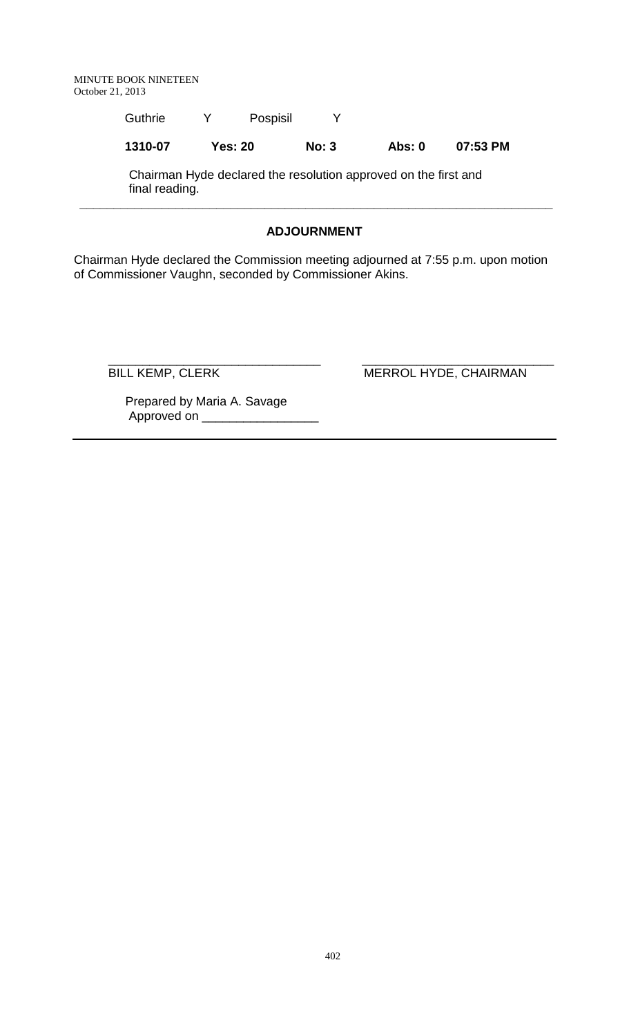| | | | | |
|---|---|---|---|---|
| Guthrie | Y | Pospisil | Y | |
| **1310-07** | **Yes: 20** | **No: 3** | **Abs: 0** | **07:53 PM** |

Chairman Hyde declared the resolution approved on the first and final reading.

---

## ADJOURNMENT

Chairman Hyde declared the Commission meeting adjourned at 7:55 p.m. upon motion of Commissioner Vaughn, seconded by Commissioner Akins.

______________________________ ______________________________
BILL KEMP, CLERK MERROL HYDE, CHAIRMAN

Prepared by Maria A. Savage
Approved on ________________